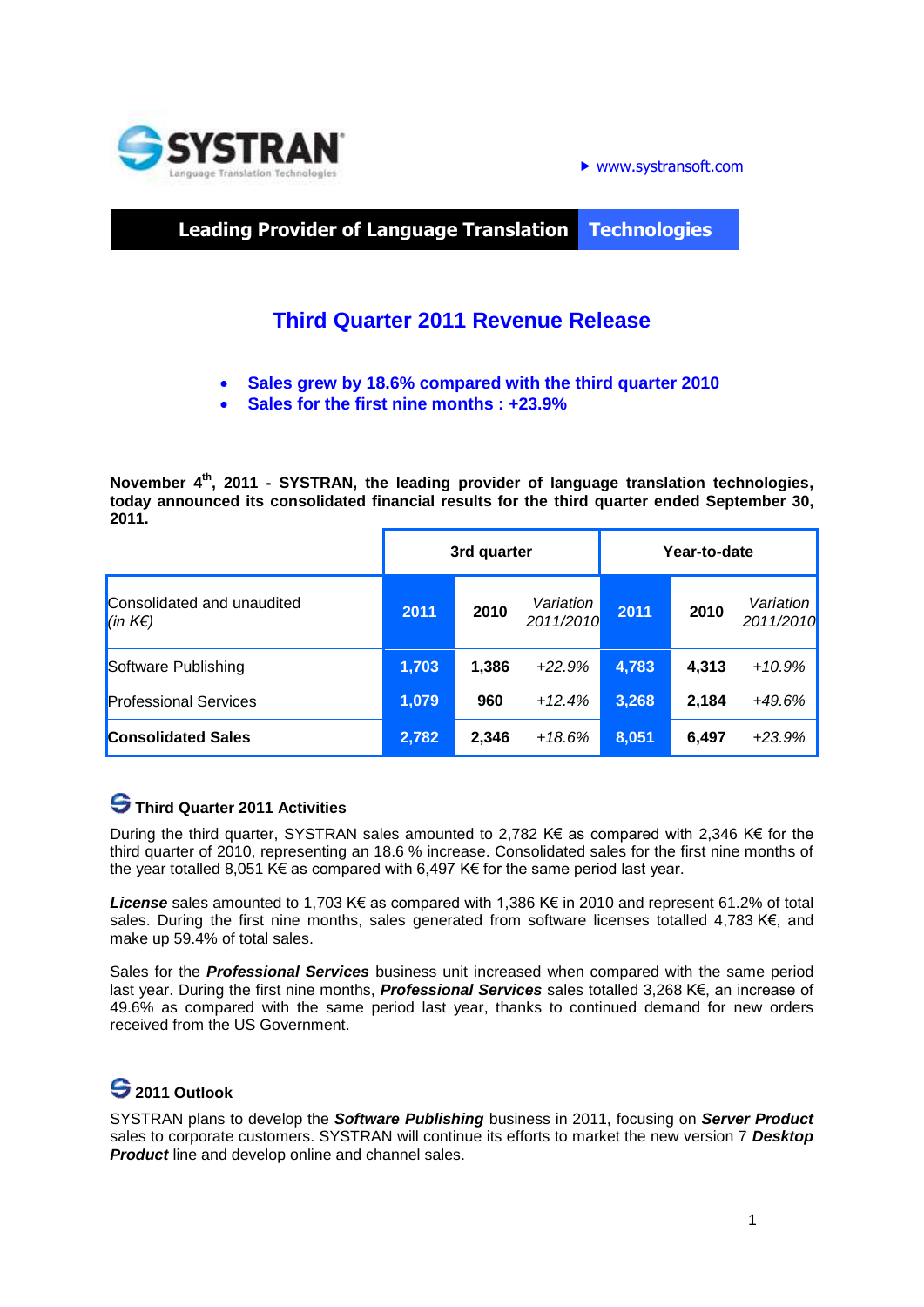SYSTRAN
Language Translation Technologies

▶ www.systransoft.com

**Leading Provider of Language Translation Technologies**

# Third Quarter 2011 Revenue Release

- **Sales grew by 18.6% compared with the third quarter 2010**
- **Sales for the first nine months : +23.9%**

**November 4th, 2011 - SYSTRAN, the leading provider of language translation technologies, today announced its consolidated financial results for the third quarter ended September 30, 2011.**

| | 3rd quarter | | | Year-to-date | | |
|---|---|---|---|---|---|---|
| Consolidated and unaudited *(in K€)* | **2011** | **2010** | *Variation 2011/2010* | **2011** | **2010** | *Variation 2011/2010* |
| Software Publishing | **1,703** | **1,386** | *+22.9%* | **4,783** | **4,313** | *+10.9%* |
| Professional Services | **1,079** | **960** | *+12.4%* | **3,268** | **2,184** | *+49.6%* |
| **Consolidated Sales** | **2,782** | **2,346** | *+18.6%* | **8,051** | **6,497** | *+23.9%* |

## Third Quarter 2011 Activities

During the third quarter, SYSTRAN sales amounted to 2,782 K€ as compared with 2,346 K€ for the third quarter of 2010, representing an 18.6 % increase. Consolidated sales for the first nine months of the year totalled 8,051 K€ as compared with 6,497 K€ for the same period last year.

***License*** sales amounted to 1,703 K€ as compared with 1,386 K€ in 2010 and represent 61.2% of total sales. During the first nine months, sales generated from software licenses totalled 4,783 K€, and make up 59.4% of total sales.

Sales for the ***Professional Services*** business unit increased when compared with the same period last year. During the first nine months, ***Professional Services*** sales totalled 3,268 K€, an increase of 49.6% as compared with the same period last year, thanks to continued demand for new orders received from the US Government.

## 2011 Outlook

SYSTRAN plans to develop the ***Software Publishing*** business in 2011, focusing on ***Server Product*** sales to corporate customers. SYSTRAN will continue its efforts to market the new version 7 ***Desktop Product*** line and develop online and channel sales.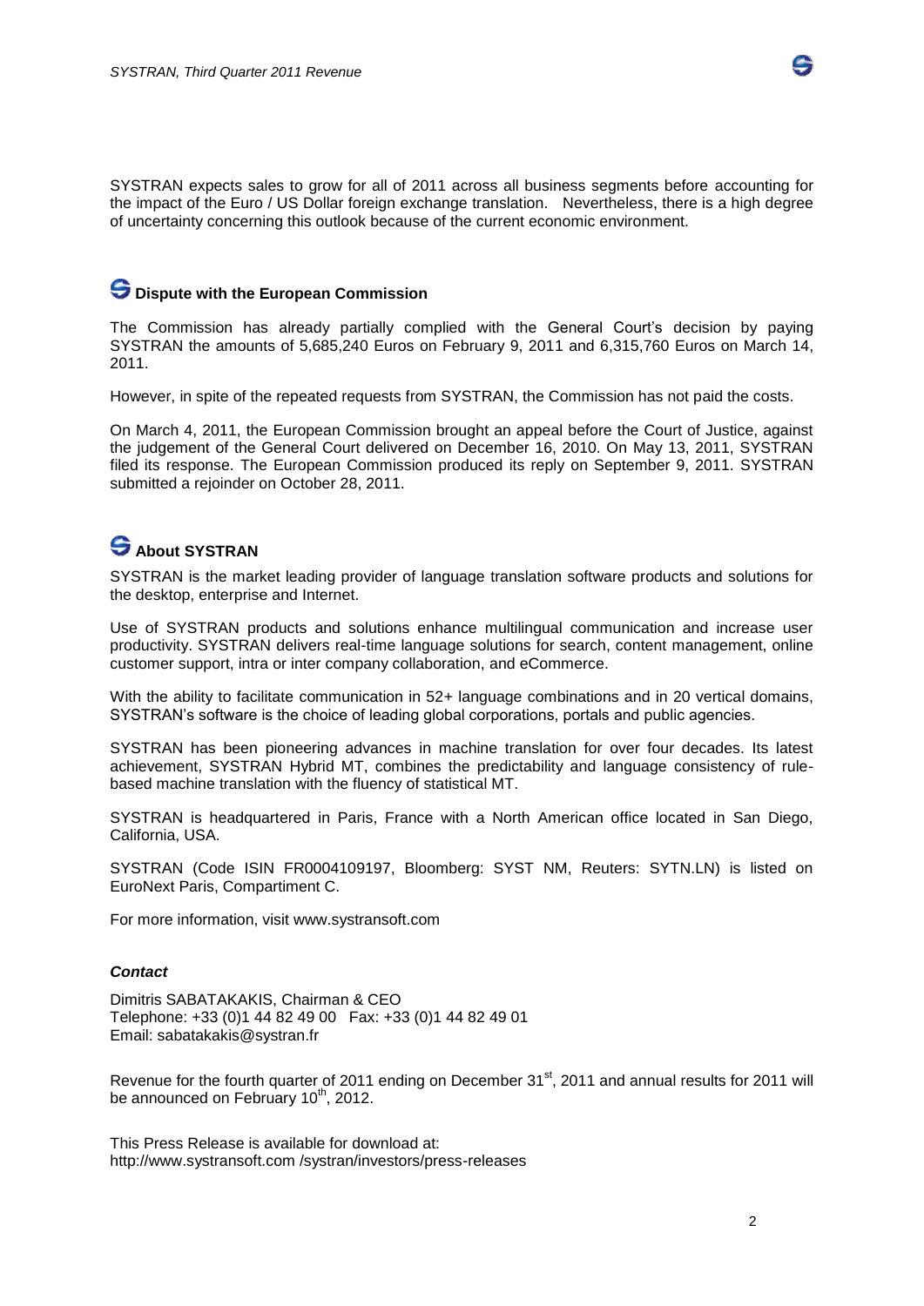SYSTRAN expects sales to grow for all of 2011 across all business segments before accounting for the impact of the Euro / US Dollar foreign exchange translation. Nevertheless, there is a high degree of uncertainty concerning this outlook because of the current economic environment.

## Dispute with the European Commission

The Commission has already partially complied with the General Court's decision by paying SYSTRAN the amounts of 5,685,240 Euros on February 9, 2011 and 6,315,760 Euros on March 14, 2011.

However, in spite of the repeated requests from SYSTRAN, the Commission has not paid the costs.

On March 4, 2011, the European Commission brought an appeal before the Court of Justice, against the judgement of the General Court delivered on December 16, 2010. On May 13, 2011, SYSTRAN filed its response. The European Commission produced its reply on September 9, 2011. SYSTRAN submitted a rejoinder on October 28, 2011.

## About SYSTRAN

SYSTRAN is the market leading provider of language translation software products and solutions for the desktop, enterprise and Internet.

Use of SYSTRAN products and solutions enhance multilingual communication and increase user productivity. SYSTRAN delivers real-time language solutions for search, content management, online customer support, intra or inter company collaboration, and eCommerce.

With the ability to facilitate communication in 52+ language combinations and in 20 vertical domains, SYSTRAN's software is the choice of leading global corporations, portals and public agencies.

SYSTRAN has been pioneering advances in machine translation for over four decades. Its latest achievement, SYSTRAN Hybrid MT, combines the predictability and language consistency of rule-based machine translation with the fluency of statistical MT.

SYSTRAN is headquartered in Paris, France with a North American office located in San Diego, California, USA.

SYSTRAN (Code ISIN FR0004109197, Bloomberg: SYST NM, Reuters: SYTN.LN) is listed on EuroNext Paris, Compartiment C.

For more information, visit www.systransoft.com

***Contact***

Dimitris SABATAKAKIS, Chairman & CEO
Telephone: +33 (0)1 44 82 49 00 Fax: +33 (0)1 44 82 49 01
Email: sabatakakis@systran.fr

Revenue for the fourth quarter of 2011 ending on December 31st, 2011 and annual results for 2011 will be announced on February 10th, 2012.

This Press Release is available for download at:
http://www.systransoft.com /systran/investors/press-releases